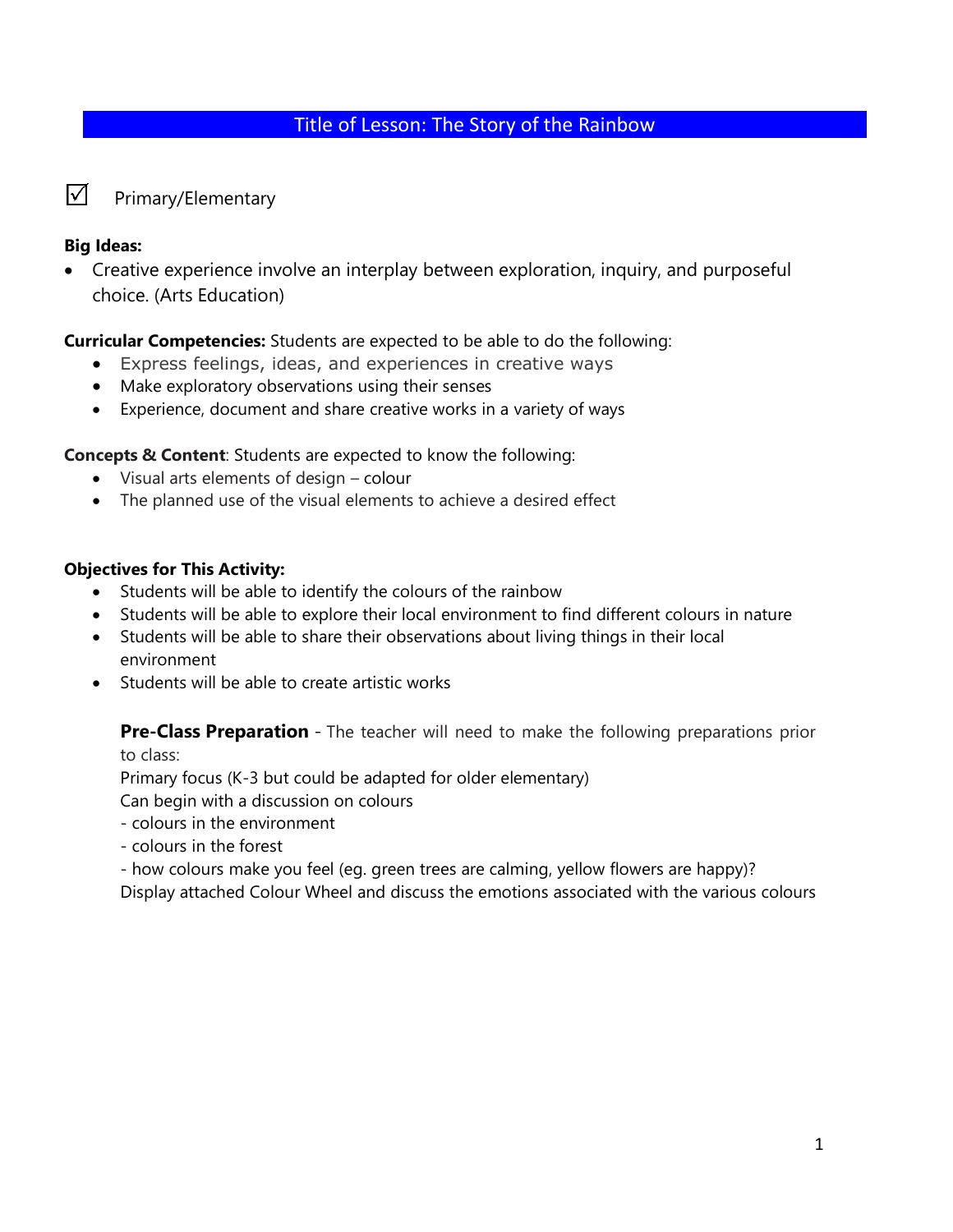## Title of Lesson: The Story of the Rainbow

☑ Primary/Elementary

**Big Ideas:**

- Creative experience involve an interplay between exploration, inquiry, and purposeful choice. (Arts Education)

**Curricular Competencies:** Students are expected to be able to do the following:

- Express feelings, ideas, and experiences in creative ways
- Make exploratory observations using their senses
- Experience, document and share creative works in a variety of ways

**Concepts & Content**: Students are expected to know the following:

- Visual arts elements of design – colour
- The planned use of the visual elements to achieve a desired effect

**Objectives for This Activity:**

- Students will be able to identify the colours of the rainbow
- Students will be able to explore their local environment to find different colours in nature
- Students will be able to share their observations about living things in their local environment
- Students will be able to create artistic works

**Pre-Class Preparation** - The teacher will need to make the following preparations prior to class:

Primary focus (K-3 but could be adapted for older elementary)

Can begin with a discussion on colours

- colours in the environment
- colours in the forest
- how colours make you feel (eg. green trees are calming, yellow flowers are happy)?

Display attached Colour Wheel and discuss the emotions associated with the various colours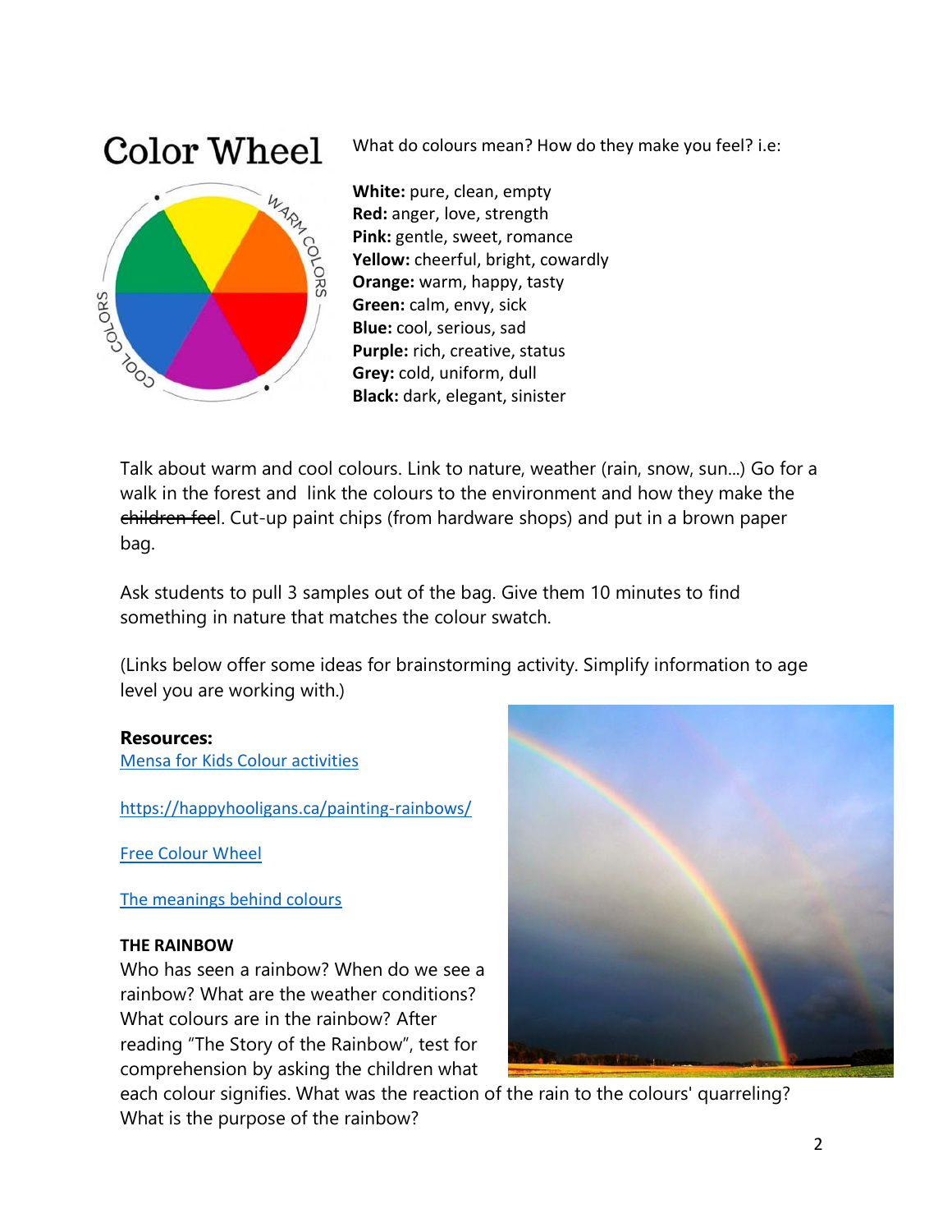## Color Wheel

What do colours mean? How do they make you feel? i.e:

**White:** pure, clean, empty
**Red:** anger, love, strength
**Pink:** gentle, sweet, romance
**Yellow:** cheerful, bright, cowardly
**Orange:** warm, happy, tasty
**Green:** calm, envy, sick
**Blue:** cool, serious, sad
**Purple:** rich, creative, status
**Grey:** cold, uniform, dull
**Black:** dark, elegant, sinister

Talk about warm and cool colours. Link to nature, weather (rain, snow, sun...) Go for a walk in the forest and link the colours to the environment and how they make the ~~children feel~~. Cut-up paint chips (from hardware shops) and put in a brown paper bag.

Ask students to pull 3 samples out of the bag. Give them 10 minutes to find something in nature that matches the colour swatch.

(Links below offer some ideas for brainstorming activity. Simplify information to age level you are working with.)

**Resources:**

Mensa for Kids Colour activities

https://happyhooligans.ca/painting-rainbows/

Free Colour Wheel

The meanings behind colours

**THE RAINBOW**

Who has seen a rainbow? When do we see a rainbow? What are the weather conditions? What colours are in the rainbow? After reading "The Story of the Rainbow", test for comprehension by asking the children what each colour signifies. What was the reaction of the rain to the colours' quarreling? What is the purpose of the rainbow?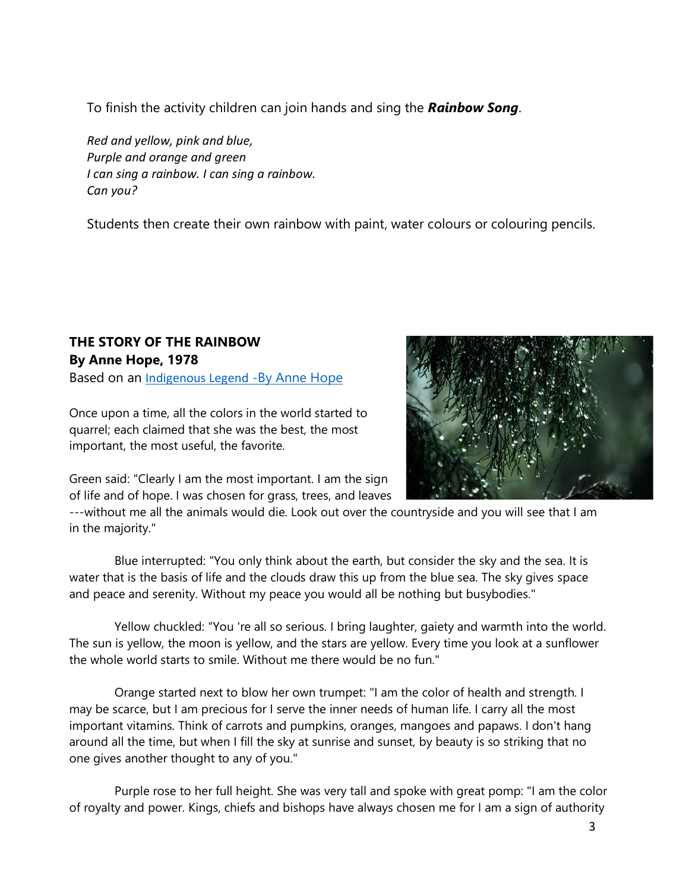To finish the activity children can join hands and sing the ***Rainbow Song***.

*Red and yellow, pink and blue,*
*Purple and orange and green*
*I can sing a rainbow. I can sing a rainbow.*
*Can you?*

Students then create their own rainbow with paint, water colours or colouring pencils.

**THE STORY OF THE RAINBOW**
**By Anne Hope, 1978**
Based on an [Indigenous Legend -By Anne Hope]

Once upon a time, all the colors in the world started to quarrel; each claimed that she was the best, the most important, the most useful, the favorite.

Green said: "Clearly I am the most important. I am the sign of life and of hope. I was chosen for grass, trees, and leaves ---without me all the animals would die. Look out over the countryside and you will see that I am in the majority."

Blue interrupted: "You only think about the earth, but consider the sky and the sea. It is water that is the basis of life and the clouds draw this up from the blue sea. The sky gives space and peace and serenity. Without my peace you would all be nothing but busybodies."

Yellow chuckled: "You 're all so serious. I bring laughter, gaiety and warmth into the world. The sun is yellow, the moon is yellow, and the stars are yellow. Every time you look at a sunflower the whole world starts to smile. Without me there would be no fun."

Orange started next to blow her own trumpet: "I am the color of health and strength. I may be scarce, but I am precious for I serve the inner needs of human life. I carry all the most important vitamins. Think of carrots and pumpkins, oranges, mangoes and papaws. I don't hang around all the time, but when I fill the sky at sunrise and sunset, by beauty is so striking that no one gives another thought to any of you."

Purple rose to her full height. She was very tall and spoke with great pomp: "I am the color of royalty and power. Kings, chiefs and bishops have always chosen me for I am a sign of authority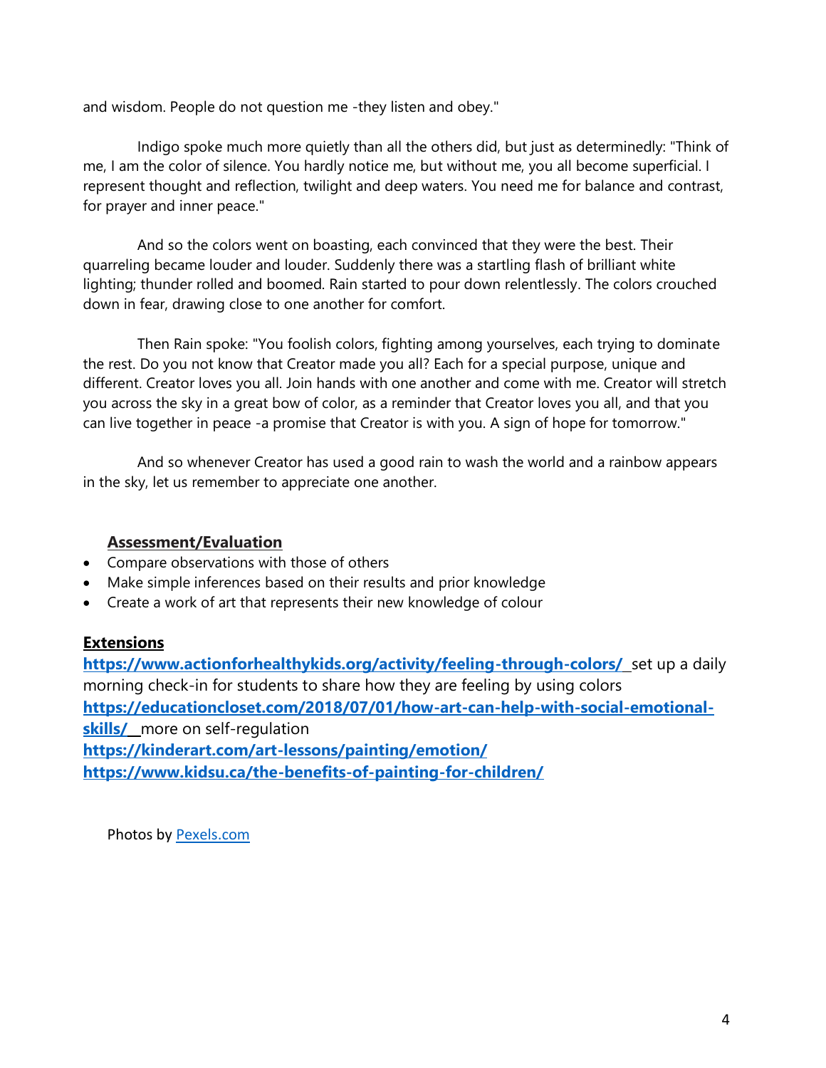and wisdom. People do not question me -they listen and obey."

Indigo spoke much more quietly than all the others did, but just as determinedly: "Think of me, I am the color of silence. You hardly notice me, but without me, you all become superficial. I represent thought and reflection, twilight and deep waters. You need me for balance and contrast, for prayer and inner peace."

And so the colors went on boasting, each convinced that they were the best. Their quarreling became louder and louder. Suddenly there was a startling flash of brilliant white lighting; thunder rolled and boomed. Rain started to pour down relentlessly. The colors crouched down in fear, drawing close to one another for comfort.

Then Rain spoke: "You foolish colors, fighting among yourselves, each trying to dominate the rest. Do you not know that Creator made you all? Each for a special purpose, unique and different. Creator loves you all. Join hands with one another and come with me. Creator will stretch you across the sky in a great bow of color, as a reminder that Creator loves you all, and that you can live together in peace -a promise that Creator is with you. A sign of hope for tomorrow."

And so whenever Creator has used a good rain to wash the world and a rainbow appears in the sky, let us remember to appreciate one another.

## Assessment/Evaluation

- Compare observations with those of others
- Make simple inferences based on their results and prior knowledge
- Create a work of art that represents their new knowledge of colour

## Extensions

**https://www.actionforhealthykids.org/activity/feeling-through-colors/** set up a daily morning check-in for students to share how they are feeling by using colors
**https://educationcloset.com/2018/07/01/how-art-can-help-with-social-emotional-skills/** more on self-regulation
**https://kinderart.com/art-lessons/painting/emotion/**
**https://www.kidsu.ca/the-benefits-of-painting-for-children/**

Photos by Pexels.com